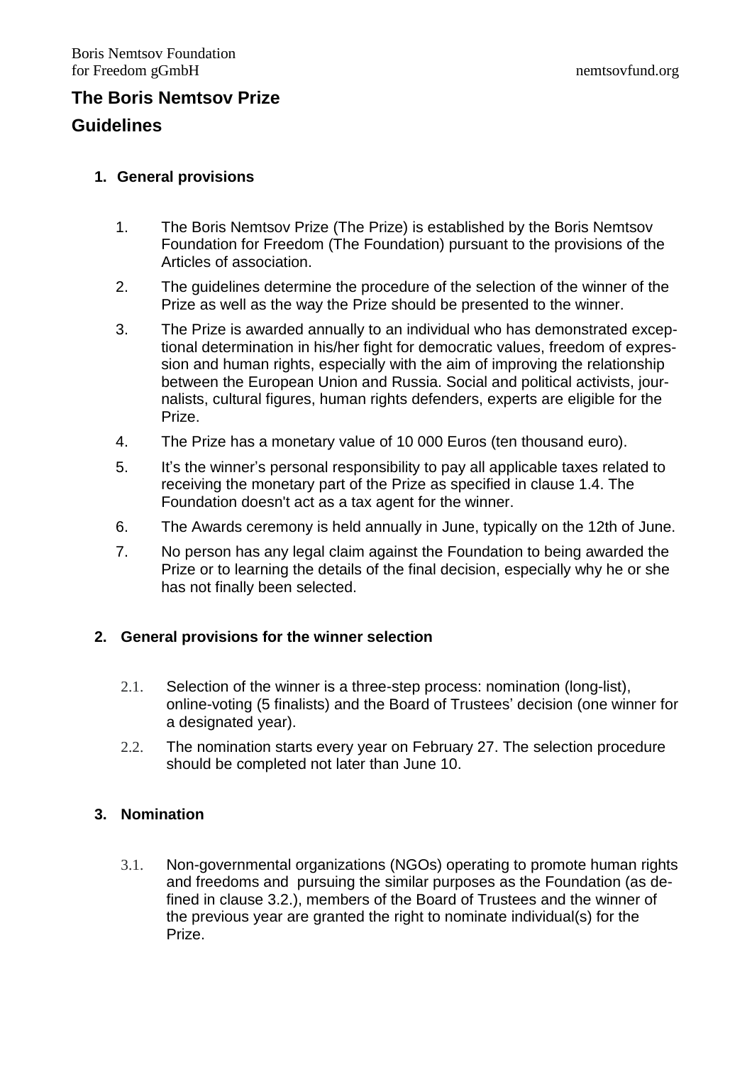Boris Nemtsov Foundation
for Freedom gGmbH nemtsovfund.org

# The Boris Nemtsov Prize

# Guidelines

## 1. General provisions

1. The Boris Nemtsov Prize (The Prize) is established by the Boris Nemtsov Foundation for Freedom (The Foundation) pursuant to the provisions of the Articles of association.
2. The guidelines determine the procedure of the selection of the winner of the Prize as well as the way the Prize should be presented to the winner.
3. The Prize is awarded annually to an individual who has demonstrated exceptional determination in his/her fight for democratic values, freedom of expression and human rights, especially with the aim of improving the relationship between the European Union and Russia. Social and political activists, journalists, cultural figures, human rights defenders, experts are eligible for the Prize.
4. The Prize has a monetary value of 10 000 Euros (ten thousand euro).
5. It's the winner's personal responsibility to pay all applicable taxes related to receiving the monetary part of the Prize as specified in clause 1.4. The Foundation doesn't act as a tax agent for the winner.
6. The Awards ceremony is held annually in June, typically on the 12th of June.
7. No person has any legal claim against the Foundation to being awarded the Prize or to learning the details of the final decision, especially why he or she has not finally been selected.

## 2. General provisions for the winner selection

2.1. Selection of the winner is a three-step process: nomination (long-list), online-voting (5 finalists) and the Board of Trustees' decision (one winner for a designated year).

2.2. The nomination starts every year on February 27. The selection procedure should be completed not later than June 10.

## 3. Nomination

3.1. Non-governmental organizations (NGOs) operating to promote human rights and freedoms and pursuing the similar purposes as the Foundation (as defined in clause 3.2.), members of the Board of Trustees and the winner of the previous year are granted the right to nominate individual(s) for the Prize.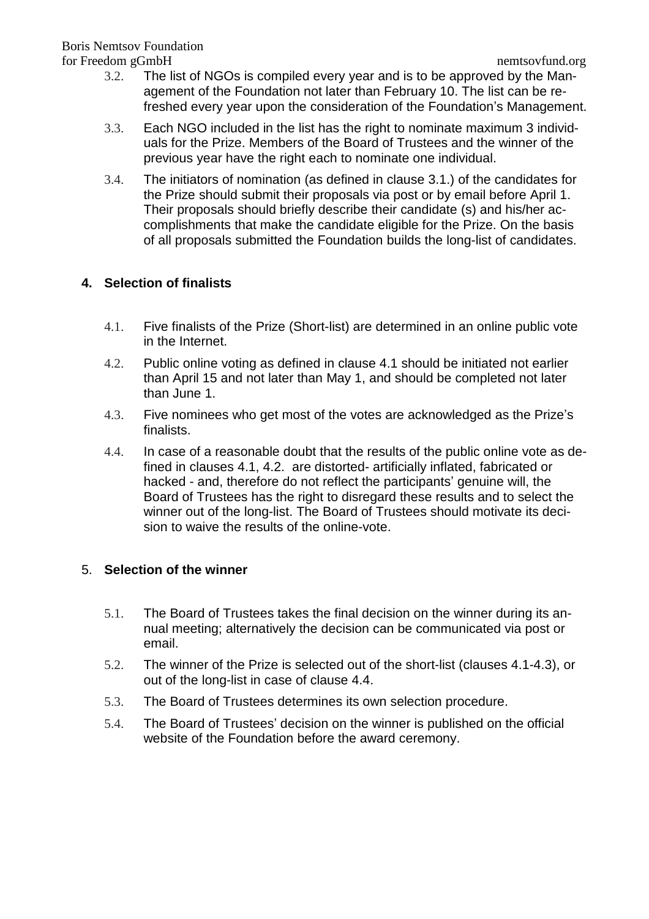3.2. The list of NGOs is compiled every year and is to be approved by the Management of the Foundation not later than February 10. The list can be refreshed every year upon the consideration of the Foundation's Management.

3.3. Each NGO included in the list has the right to nominate maximum 3 individuals for the Prize. Members of the Board of Trustees and the winner of the previous year have the right each to nominate one individual.

3.4. The initiators of nomination (as defined in clause 3.1.) of the candidates for the Prize should submit their proposals via post or by email before April 1. Their proposals should briefly describe their candidate (s) and his/her accomplishments that make the candidate eligible for the Prize. On the basis of all proposals submitted the Foundation builds the long-list of candidates.

## 4. Selection of finalists

4.1. Five finalists of the Prize (Short-list) are determined in an online public vote in the Internet.

4.2. Public online voting as defined in clause 4.1 should be initiated not earlier than April 15 and not later than May 1, and should be completed not later than June 1.

4.3. Five nominees who get most of the votes are acknowledged as the Prize's finalists.

4.4. In case of a reasonable doubt that the results of the public online vote as defined in clauses 4.1, 4.2. are distorted- artificially inflated, fabricated or hacked - and, therefore do not reflect the participants' genuine will, the Board of Trustees has the right to disregard these results and to select the winner out of the long-list. The Board of Trustees should motivate its decision to waive the results of the online-vote.

## 5. Selection of the winner

5.1. The Board of Trustees takes the final decision on the winner during its annual meeting; alternatively the decision can be communicated via post or email.

5.2. The winner of the Prize is selected out of the short-list (clauses 4.1-4.3), or out of the long-list in case of clause 4.4.

5.3. The Board of Trustees determines its own selection procedure.

5.4. The Board of Trustees' decision on the winner is published on the official website of the Foundation before the award ceremony.